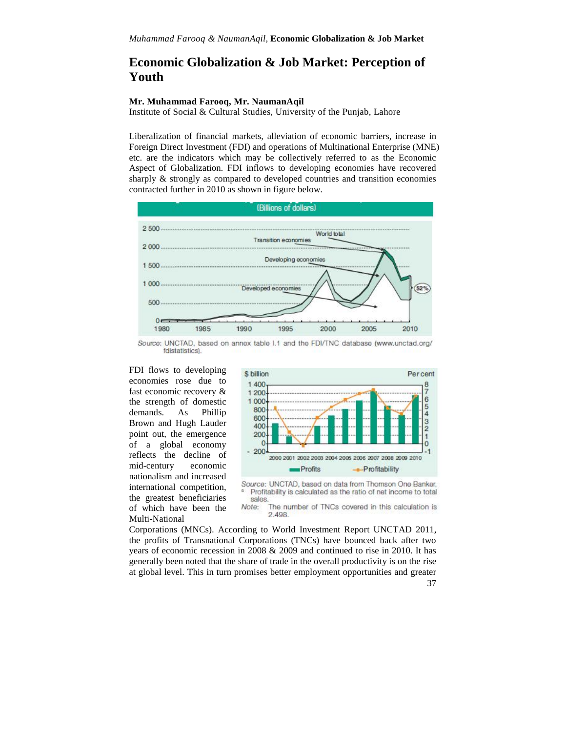# Economic Globalization & Job Market: Perception of Youth

**Mr. Muhammad Farooq, Mr. NaumanAqil**
Institute of Social & Cultural Studies, University of the Punjab, Lahore

Liberalization of financial markets, alleviation of economic barriers, increase in Foreign Direct Investment (FDI) and operations of Multinational Enterprise (MNE) etc. are the indicators which may be collectively referred to as the Economic Aspect of Globalization. FDI inflows to developing economies have recovered sharply & strongly as compared to developed countries and transition economies contracted further in 2010 as shown in figure below.

(Billions of dollars)

*Source:* UNCTAD, based on annex table I.1 and the FDI/TNC database (www.unctad.org/fdistatistics).

FDI flows to developing economies rose due to fast economic recovery & the strength of domestic demands. As Phillip Brown and Hugh Lauder point out, the emergence of a global economy reflects the decline of mid-century economic nationalism and increased international competition, the greatest beneficiaries of which have been the Multi-National Corporations (MNCs). According to World Investment Report UNCTAD 2011, the profits of Transnational Corporations (TNCs) have bounced back after two years of economic recession in 2008 & 2009 and continued to rise in 2010. It has generally been noted that the share of trade in the overall productivity is on the rise at global level. This in turn promises better employment opportunities and greater

*Source:* UNCTAD, based on data from Thomson One Banker.
[a] Profitability is calculated as the ratio of net income to total sales.
*Note:* The number of TNCs covered in this calculation is 2,498.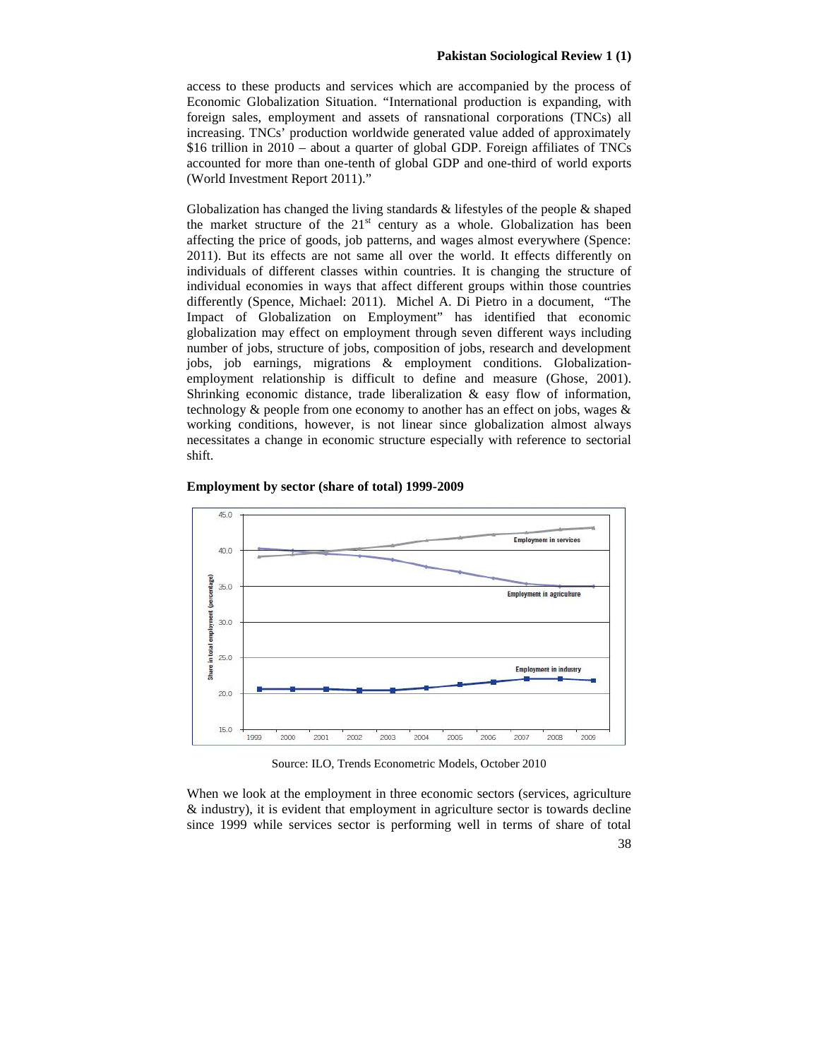access to these products and services which are accompanied by the process of Economic Globalization Situation. "International production is expanding, with foreign sales, employment and assets of ransnational corporations (TNCs) all increasing. TNCs' production worldwide generated value added of approximately $16 trillion in 2010 – about a quarter of global GDP. Foreign affiliates of TNCs accounted for more than one-tenth of global GDP and one-third of world exports (World Investment Report 2011)."

Globalization has changed the living standards & lifestyles of the people & shaped the market structure of the 21st century as a whole. Globalization has been affecting the price of goods, job patterns, and wages almost everywhere (Spence: 2011). But its effects are not same all over the world. It effects differently on individuals of different classes within countries. It is changing the structure of individual economies in ways that affect different groups within those countries differently (Spence, Michael: 2011). Michel A. Di Pietro in a document, "The Impact of Globalization on Employment" has identified that economic globalization may effect on employment through seven different ways including number of jobs, structure of jobs, composition of jobs, research and development jobs, job earnings, migrations & employment conditions. Globalization-employment relationship is difficult to define and measure (Ghose, 2001). Shrinking economic distance, trade liberalization & easy flow of information, technology & people from one economy to another has an effect on jobs, wages & working conditions, however, is not linear since globalization almost always necessitates a change in economic structure especially with reference to sectorial shift.

**Employment by sector (share of total) 1999-2009**

Source: ILO, Trends Econometric Models, October 2010

When we look at the employment in three economic sectors (services, agriculture & industry), it is evident that employment in agriculture sector is towards decline since 1999 while services sector is performing well in terms of share of total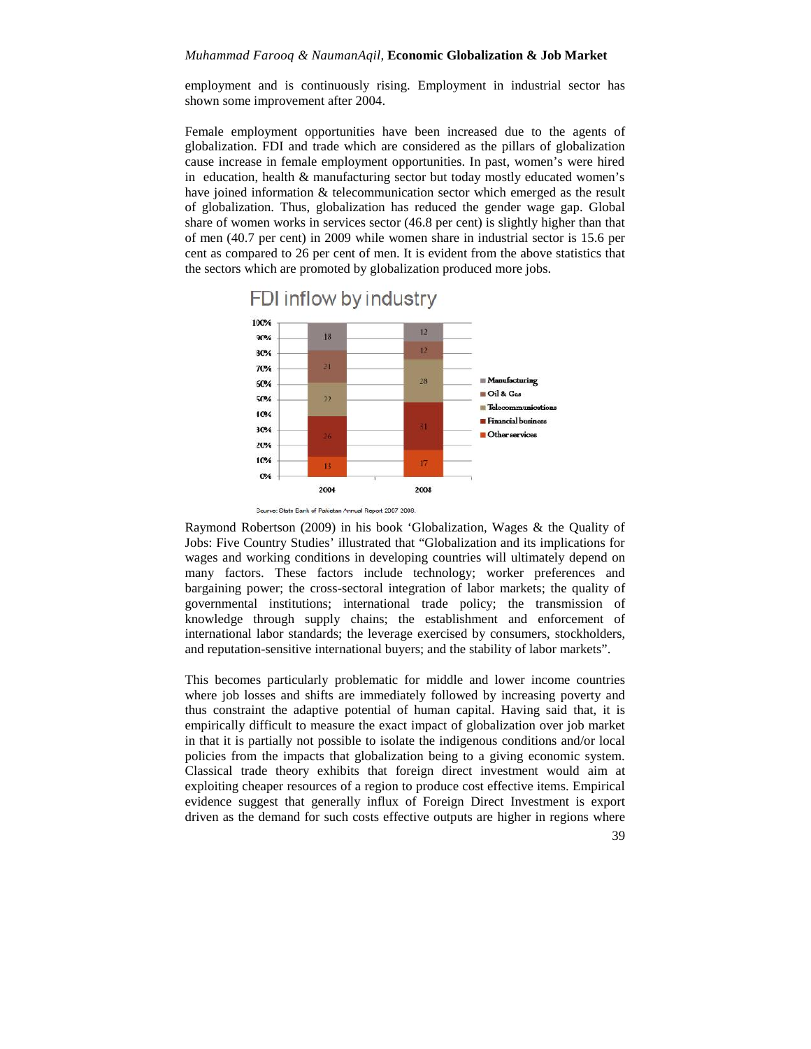employment and is continuously rising. Employment in industrial sector has shown some improvement after 2004.

Female employment opportunities have been increased due to the agents of globalization. FDI and trade which are considered as the pillars of globalization cause increase in female employment opportunities. In past, women's were hired in education, health & manufacturing sector but today mostly educated women's have joined information & telecommunication sector which emerged as the result of globalization. Thus, globalization has reduced the gender wage gap. Global share of women works in services sector (46.8 per cent) is slightly higher than that of men (40.7 per cent) in 2009 while women share in industrial sector is 15.6 per cent as compared to 26 per cent of men. It is evident from the above statistics that the sectors which are promoted by globalization produced more jobs.

**FDI inflow by industry**

| | 2004 | 2008 |
|---|---|---|
| Manufacturing | 18 | 12 |
| Oil & Gas | 21 | 12 |
| Telecommunications | 22 | 28 |
| Financial business | 26 | 31 |
| Other services | 13 | 17 |

Source: State Bank of Pakistan Annual Report 2007 2008.

Raymond Robertson (2009) in his book 'Globalization, Wages & the Quality of Jobs: Five Country Studies' illustrated that "Globalization and its implications for wages and working conditions in developing countries will ultimately depend on many factors. These factors include technology; worker preferences and bargaining power; the cross-sectoral integration of labor markets; the quality of governmental institutions; international trade policy; the transmission of knowledge through supply chains; the establishment and enforcement of international labor standards; the leverage exercised by consumers, stockholders, and reputation-sensitive international buyers; and the stability of labor markets".

This becomes particularly problematic for middle and lower income countries where job losses and shifts are immediately followed by increasing poverty and thus constraint the adaptive potential of human capital. Having said that, it is empirically difficult to measure the exact impact of globalization over job market in that it is partially not possible to isolate the indigenous conditions and/or local policies from the impacts that globalization being to a giving economic system. Classical trade theory exhibits that foreign direct investment would aim at exploiting cheaper resources of a region to produce cost effective items. Empirical evidence suggest that generally influx of Foreign Direct Investment is export driven as the demand for such costs effective outputs are higher in regions where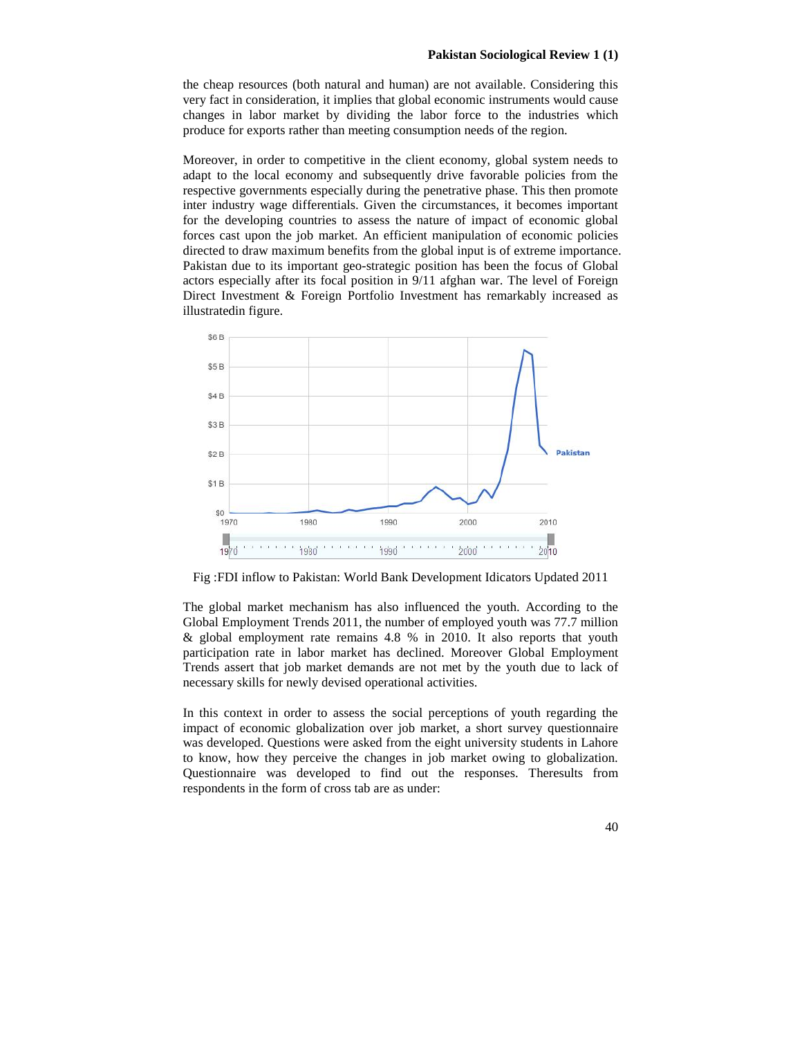the cheap resources (both natural and human) are not available. Considering this very fact in consideration, it implies that global economic instruments would cause changes in labor market by dividing the labor force to the industries which produce for exports rather than meeting consumption needs of the region.

Moreover, in order to competitive in the client economy, global system needs to adapt to the local economy and subsequently drive favorable policies from the respective governments especially during the penetrative phase. This then promote inter industry wage differentials. Given the circumstances, it becomes important for the developing countries to assess the nature of impact of economic global forces cast upon the job market. An efficient manipulation of economic policies directed to draw maximum benefits from the global input is of extreme importance. Pakistan due to its important geo-strategic position has been the focus of Global actors especially after its focal position in 9/11 afghan war. The level of Foreign Direct Investment & Foreign Portfolio Investment has remarkably increased as illustratedin figure.

Fig :FDI inflow to Pakistan: World Bank Development Idicators Updated 2011

The global market mechanism has also influenced the youth. According to the Global Employment Trends 2011, the number of employed youth was 77.7 million & global employment rate remains 4.8 % in 2010. It also reports that youth participation rate in labor market has declined. Moreover Global Employment Trends assert that job market demands are not met by the youth due to lack of necessary skills for newly devised operational activities.

In this context in order to assess the social perceptions of youth regarding the impact of economic globalization over job market, a short survey questionnaire was developed. Questions were asked from the eight university students in Lahore to know, how they perceive the changes in job market owing to globalization. Questionnaire was developed to find out the responses. Theresults from respondents in the form of cross tab are as under: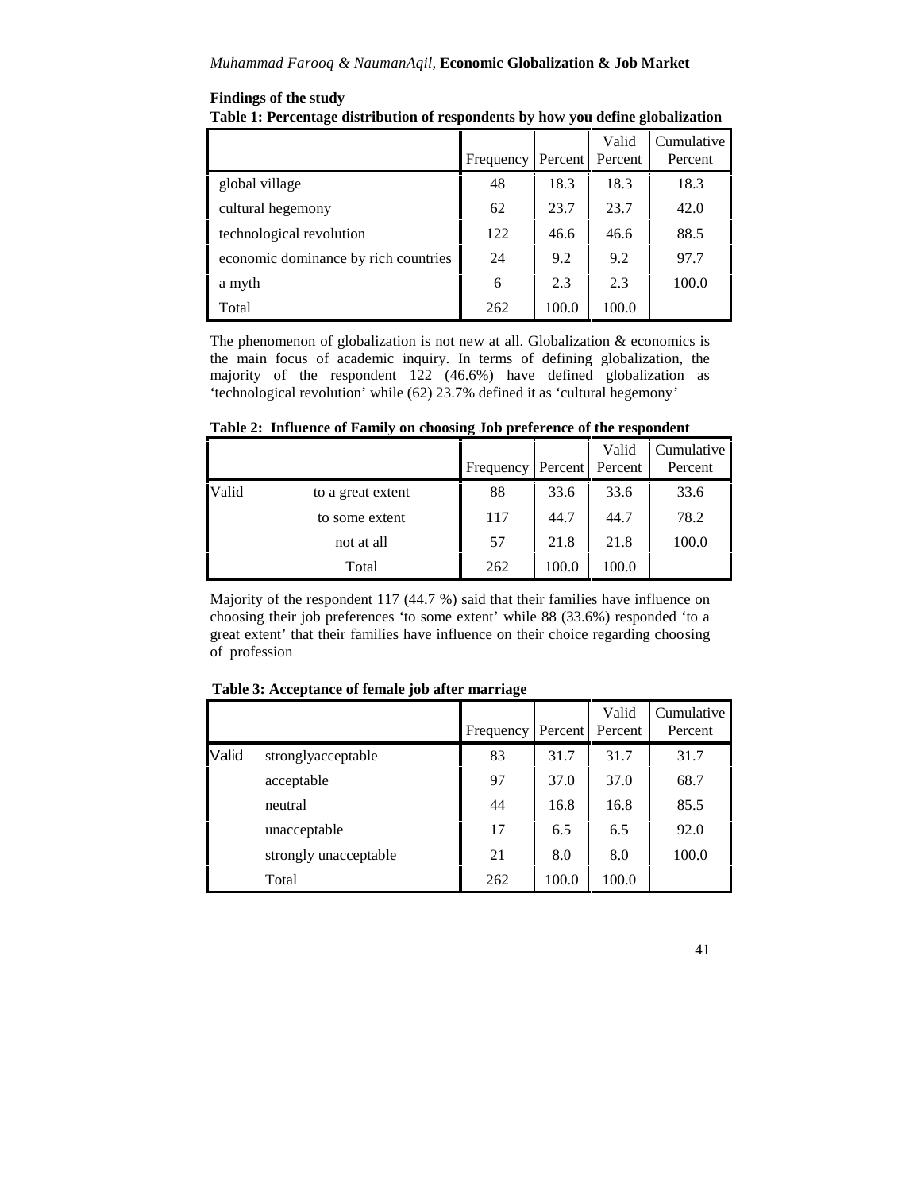**Findings of the study**

**Table 1: Percentage distribution of respondents by how you define globalization**

| | Frequency | Percent | Valid Percent | Cumulative Percent |
|---|---|---|---|---|
| global village | 48 | 18.3 | 18.3 | 18.3 |
| cultural hegemony | 62 | 23.7 | 23.7 | 42.0 |
| technological revolution | 122 | 46.6 | 46.6 | 88.5 |
| economic dominance by rich countries | 24 | 9.2 | 9.2 | 97.7 |
| a myth | 6 | 2.3 | 2.3 | 100.0 |
| Total | 262 | 100.0 | 100.0 | |

The phenomenon of globalization is not new at all. Globalization & economics is the main focus of academic inquiry. In terms of defining globalization, the majority of the respondent 122 (46.6%) have defined globalization as 'technological revolution' while (62) 23.7% defined it as 'cultural hegemony'

**Table 2: Influence of Family on choosing Job preference of the respondent**

| | | Frequency | Percent | Valid Percent | Cumulative Percent |
|---|---|---|---|---|---|
| Valid | to a great extent | 88 | 33.6 | 33.6 | 33.6 |
| | to some extent | 117 | 44.7 | 44.7 | 78.2 |
| | not at all | 57 | 21.8 | 21.8 | 100.0 |
| | Total | 262 | 100.0 | 100.0 | |

Majority of the respondent 117 (44.7 %) said that their families have influence on choosing their job preferences 'to some extent' while 88 (33.6%) responded 'to a great extent' that their families have influence on their choice regarding choosing of profession

**Table 3: Acceptance of female job after marriage**

| | | Frequency | Percent | Valid Percent | Cumulative Percent |
|---|---|---|---|---|---|
| Valid | stronglyacceptable | 83 | 31.7 | 31.7 | 31.7 |
| | acceptable | 97 | 37.0 | 37.0 | 68.7 |
| | neutral | 44 | 16.8 | 16.8 | 85.5 |
| | unacceptable | 17 | 6.5 | 6.5 | 92.0 |
| | strongly unacceptable | 21 | 8.0 | 8.0 | 100.0 |
| | Total | 262 | 100.0 | 100.0 | |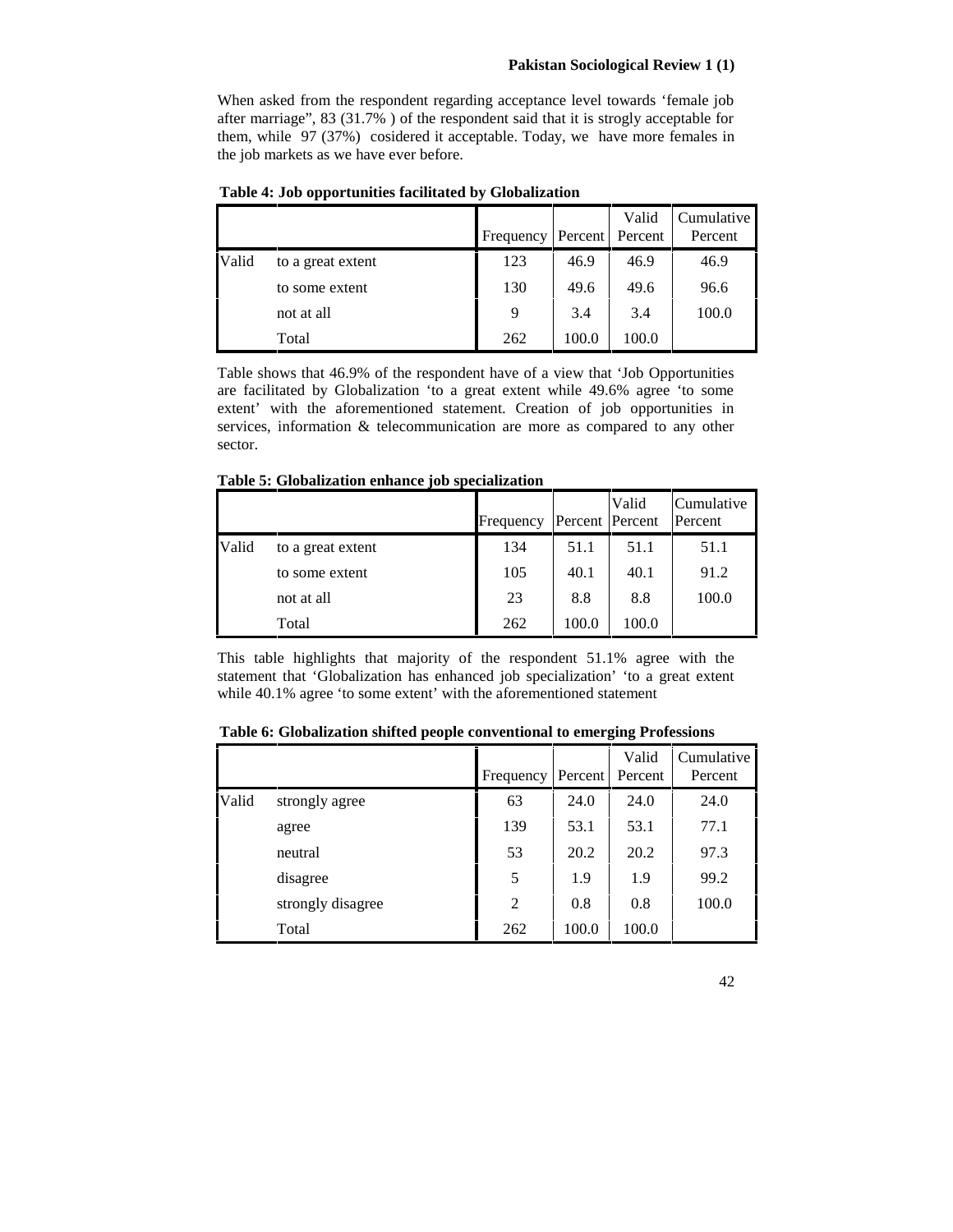When asked from the respondent regarding acceptance level towards 'female job after marriage", 83 (31.7% ) of the respondent said that it is strogly acceptable for them, while 97 (37%) cosidered it acceptable. Today, we have more females in the job markets as we have ever before.

**Table 4: Job opportunities facilitated by Globalization**

| | | Frequency | Percent | Valid Percent | Cumulative Percent |
|---|---|---|---|---|---|
| Valid | to a great extent | 123 | 46.9 | 46.9 | 46.9 |
| | to some extent | 130 | 49.6 | 49.6 | 96.6 |
| | not at all | 9 | 3.4 | 3.4 | 100.0 |
| | Total | 262 | 100.0 | 100.0 | |

Table shows that 46.9% of the respondent have of a view that 'Job Opportunities are facilitated by Globalization 'to a great extent while 49.6% agree 'to some extent' with the aforementioned statement. Creation of job opportunities in services, information & telecommunication are more as compared to any other sector.

**Table 5: Globalization enhance job specialization**

| | | Frequency | Percent | Valid Percent | Cumulative Percent |
|---|---|---|---|---|---|
| Valid | to a great extent | 134 | 51.1 | 51.1 | 51.1 |
| | to some extent | 105 | 40.1 | 40.1 | 91.2 |
| | not at all | 23 | 8.8 | 8.8 | 100.0 |
| | Total | 262 | 100.0 | 100.0 | |

This table highlights that majority of the respondent 51.1% agree with the statement that 'Globalization has enhanced job specialization' 'to a great extent while 40.1% agree 'to some extent' with the aforementioned statement

**Table 6: Globalization shifted people conventional to emerging Professions**

| | | Frequency | Percent | Valid Percent | Cumulative Percent |
|---|---|---|---|---|---|
| Valid | strongly agree | 63 | 24.0 | 24.0 | 24.0 |
| | agree | 139 | 53.1 | 53.1 | 77.1 |
| | neutral | 53 | 20.2 | 20.2 | 97.3 |
| | disagree | 5 | 1.9 | 1.9 | 99.2 |
| | strongly disagree | 2 | 0.8 | 0.8 | 100.0 |
| | Total | 262 | 100.0 | 100.0 | |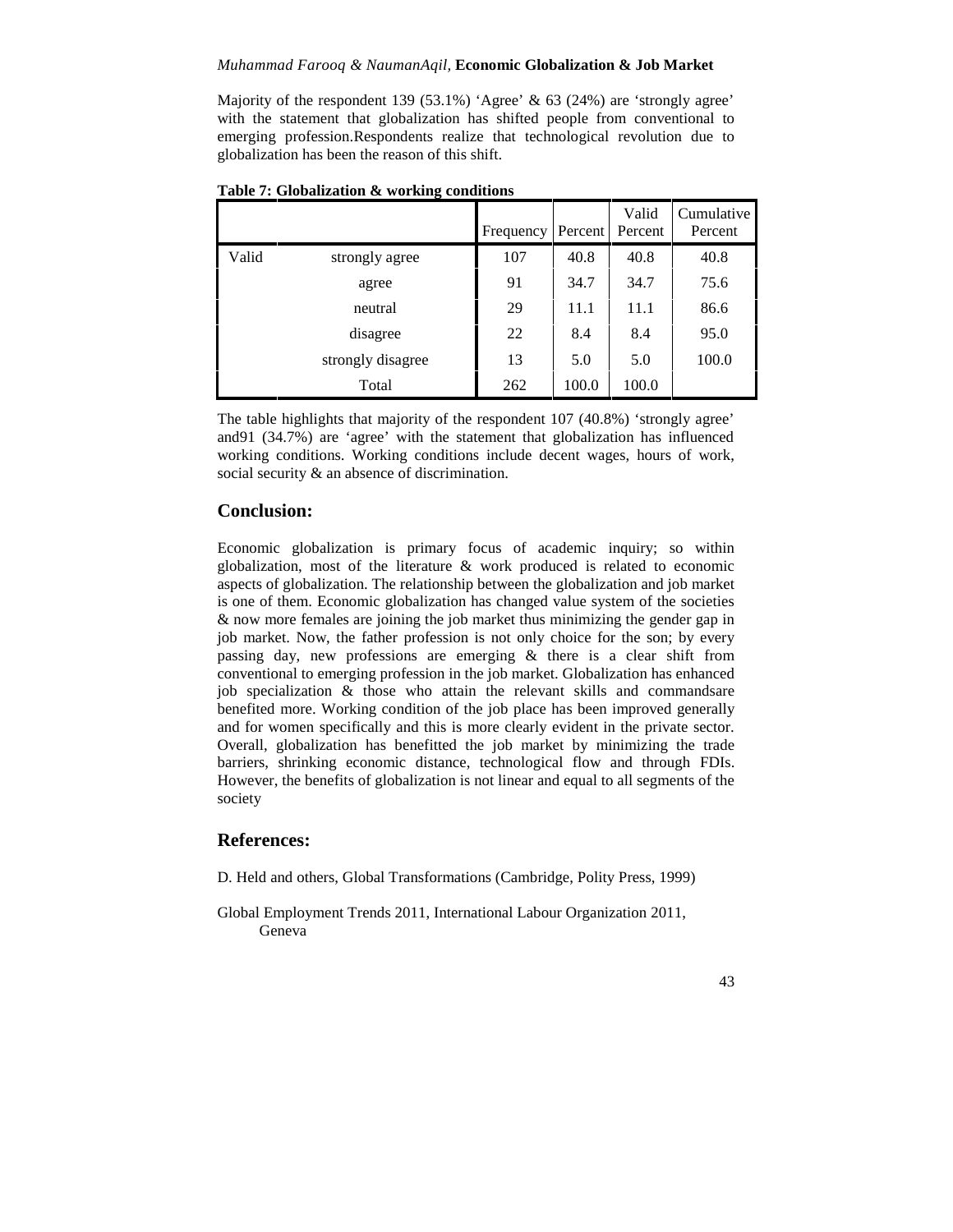Majority of the respondent 139 (53.1%) 'Agree' & 63 (24%) are 'strongly agree' with the statement that globalization has shifted people from conventional to emerging profession.Respondents realize that technological revolution due to globalization has been the reason of this shift.

**Table 7: Globalization & working conditions**

| | | Frequency | Percent | Valid Percent | Cumulative Percent |
|---|---|---|---|---|---|
| Valid | strongly agree | 107 | 40.8 | 40.8 | 40.8 |
| | agree | 91 | 34.7 | 34.7 | 75.6 |
| | neutral | 29 | 11.1 | 11.1 | 86.6 |
| | disagree | 22 | 8.4 | 8.4 | 95.0 |
| | strongly disagree | 13 | 5.0 | 5.0 | 100.0 |
| | Total | 262 | 100.0 | 100.0 | |

The table highlights that majority of the respondent 107 (40.8%) 'strongly agree' and91 (34.7%) are 'agree' with the statement that globalization has influenced working conditions. Working conditions include decent wages, hours of work, social security & an absence of discrimination.

## Conclusion:

Economic globalization is primary focus of academic inquiry; so within globalization, most of the literature & work produced is related to economic aspects of globalization. The relationship between the globalization and job market is one of them. Economic globalization has changed value system of the societies & now more females are joining the job market thus minimizing the gender gap in job market. Now, the father profession is not only choice for the son; by every passing day, new professions are emerging & there is a clear shift from conventional to emerging profession in the job market. Globalization has enhanced job specialization & those who attain the relevant skills and commandsare benefited more. Working condition of the job place has been improved generally and for women specifically and this is more clearly evident in the private sector. Overall, globalization has benefitted the job market by minimizing the trade barriers, shrinking economic distance, technological flow and through FDIs. However, the benefits of globalization is not linear and equal to all segments of the society

## References:

D. Held and others, Global Transformations (Cambridge, Polity Press, 1999)

Global Employment Trends 2011, International Labour Organization 2011, Geneva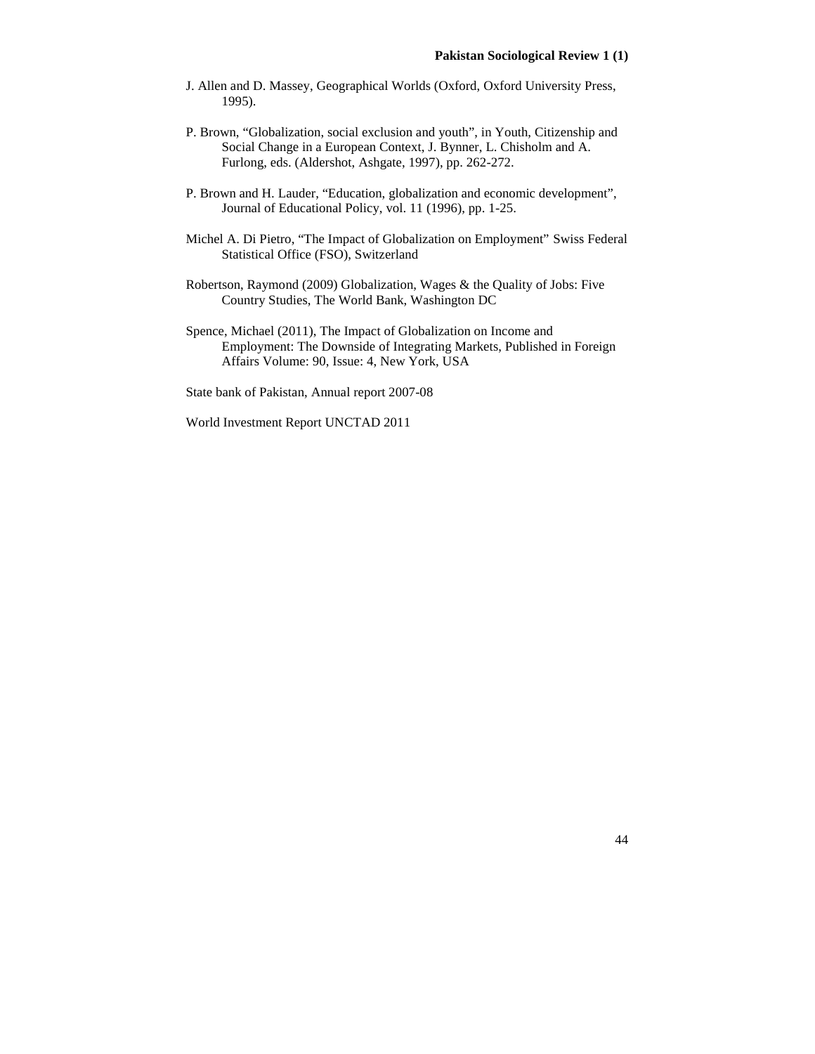J. Allen and D. Massey, Geographical Worlds (Oxford, Oxford University Press, 1995).

P. Brown, “Globalization, social exclusion and youth”, in Youth, Citizenship and Social Change in a European Context, J. Bynner, L. Chisholm and A. Furlong, eds. (Aldershot, Ashgate, 1997), pp. 262-272.

P. Brown and H. Lauder, “Education, globalization and economic development”, Journal of Educational Policy, vol. 11 (1996), pp. 1-25.

Michel A. Di Pietro, “The Impact of Globalization on Employment” Swiss Federal Statistical Office (FSO), Switzerland

Robertson, Raymond (2009) Globalization, Wages & the Quality of Jobs: Five Country Studies, The World Bank, Washington DC

Spence, Michael (2011), The Impact of Globalization on Income and Employment: The Downside of Integrating Markets, Published in Foreign Affairs Volume: 90, Issue: 4, New York, USA

State bank of Pakistan, Annual report 2007-08

World Investment Report UNCTAD 2011